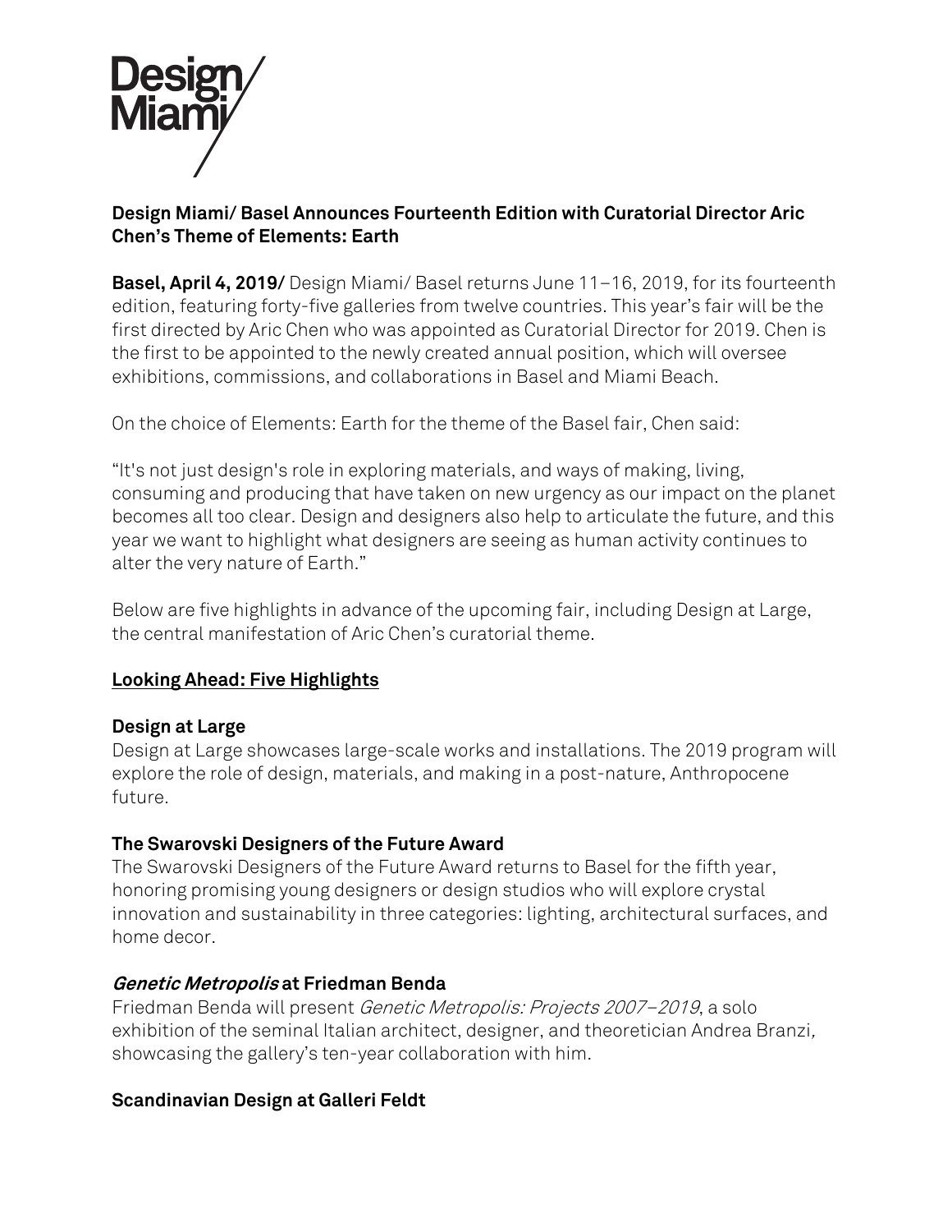Design Miami/

**Design Miami/ Basel Announces Fourteenth Edition with Curatorial Director Aric Chen's Theme of Elements: Earth**

**Basel, April 4, 2019/** Design Miami/ Basel returns June 11–16, 2019, for its fourteenth edition, featuring forty-five galleries from twelve countries. This year's fair will be the first directed by Aric Chen who was appointed as Curatorial Director for 2019. Chen is the first to be appointed to the newly created annual position, which will oversee exhibitions, commissions, and collaborations in Basel and Miami Beach.

On the choice of Elements: Earth for the theme of the Basel fair, Chen said:

"It's not just design's role in exploring materials, and ways of making, living, consuming and producing that have taken on new urgency as our impact on the planet becomes all too clear. Design and designers also help to articulate the future, and this year we want to highlight what designers are seeing as human activity continues to alter the very nature of Earth."

Below are five highlights in advance of the upcoming fair, including Design at Large, the central manifestation of Aric Chen's curatorial theme.

## Looking Ahead: Five Highlights

### Design at Large

Design at Large showcases large-scale works and installations. The 2019 program will explore the role of design, materials, and making in a post-nature, Anthropocene future.

### The Swarovski Designers of the Future Award

The Swarovski Designers of the Future Award returns to Basel for the fifth year, honoring promising young designers or design studios who will explore crystal innovation and sustainability in three categories: lighting, architectural surfaces, and home decor.

### *Genetic Metropolis* at Friedman Benda

Friedman Benda will present *Genetic Metropolis: Projects 2007–2019*, a solo exhibition of the seminal Italian architect, designer, and theoretician Andrea Branzi, showcasing the gallery's ten-year collaboration with him.

### Scandinavian Design at Galleri Feldt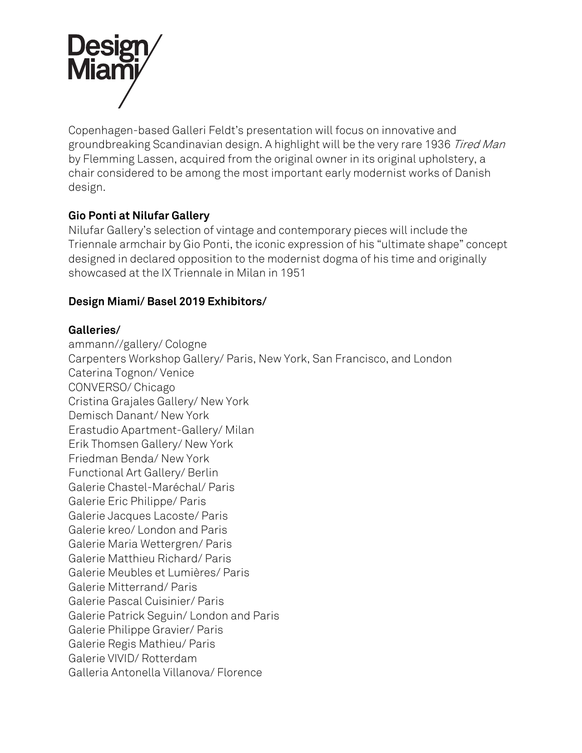Copenhagen-based Galleri Feldt's presentation will focus on innovative and groundbreaking Scandinavian design. A highlight will be the very rare 1936 *Tired Man* by Flemming Lassen, acquired from the original owner in its original upholstery, a chair considered to be among the most important early modernist works of Danish design.

**Gio Ponti at Nilufar Gallery**

Nilufar Gallery's selection of vintage and contemporary pieces will include the Triennale armchair by Gio Ponti, the iconic expression of his "ultimate shape" concept designed in declared opposition to the modernist dogma of his time and originally showcased at the IX Triennale in Milan in 1951

**Design Miami/ Basel 2019 Exhibitors/**

**Galleries/**

ammann//gallery/ Cologne
Carpenters Workshop Gallery/ Paris, New York, San Francisco, and London
Caterina Tognon/ Venice
CONVERSO/ Chicago
Cristina Grajales Gallery/ New York
Demisch Danant/ New York
Erastudio Apartment-Gallery/ Milan
Erik Thomsen Gallery/ New York
Friedman Benda/ New York
Functional Art Gallery/ Berlin
Galerie Chastel-Maréchal/ Paris
Galerie Eric Philippe/ Paris
Galerie Jacques Lacoste/ Paris
Galerie kreo/ London and Paris
Galerie Maria Wettergren/ Paris
Galerie Matthieu Richard/ Paris
Galerie Meubles et Lumières/ Paris
Galerie Mitterrand/ Paris
Galerie Pascal Cuisinier/ Paris
Galerie Patrick Seguin/ London and Paris
Galerie Philippe Gravier/ Paris
Galerie Regis Mathieu/ Paris
Galerie VIVID/ Rotterdam
Galleria Antonella Villanova/ Florence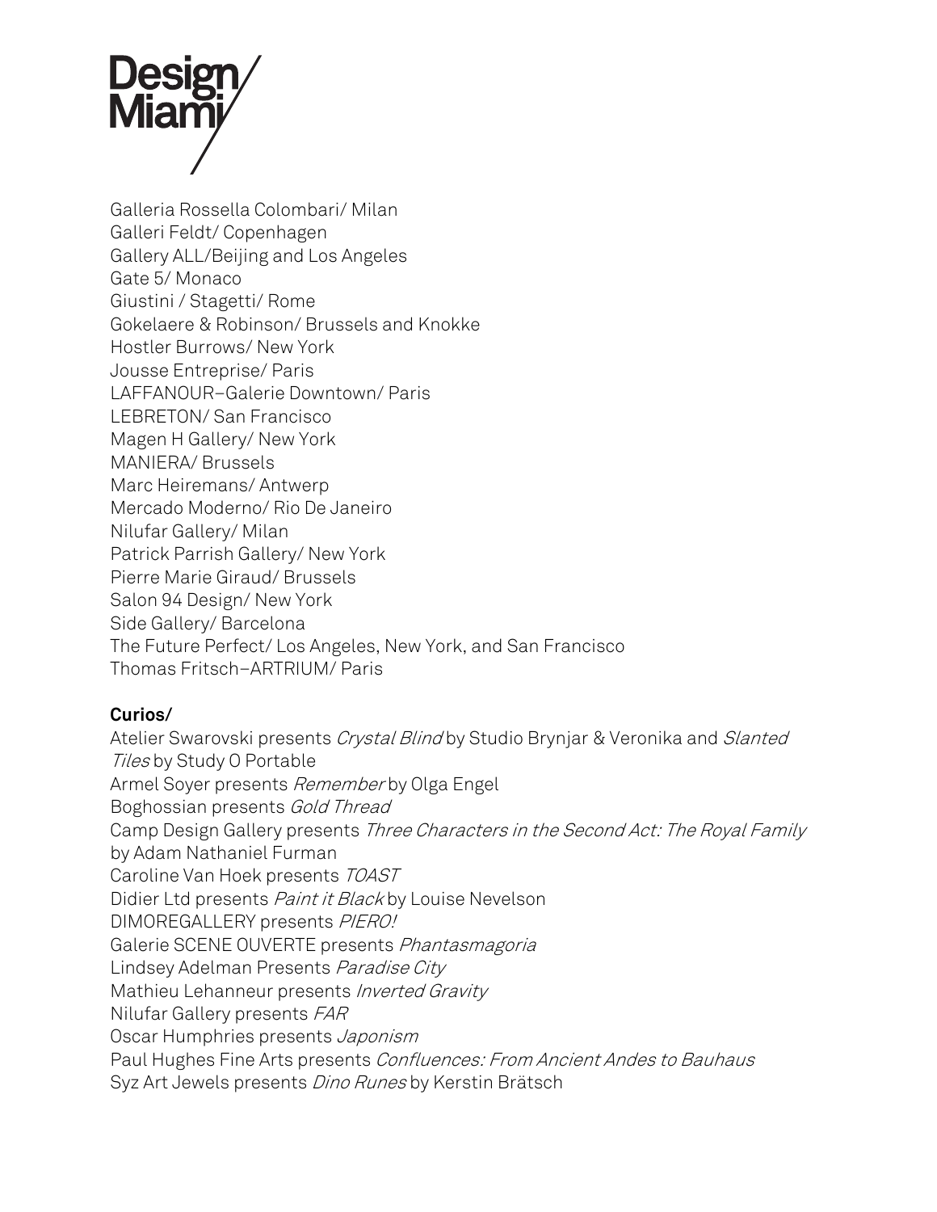Galleria Rossella Colombari/ Milan
Galleri Feldt/ Copenhagen
Gallery ALL/Beijing and Los Angeles
Gate 5/ Monaco
Giustini / Stagetti/ Rome
Gokelaere & Robinson/ Brussels and Knokke
Hostler Burrows/ New York
Jousse Entreprise/ Paris
LAFFANOUR–Galerie Downtown/ Paris
LEBRETON/ San Francisco
Magen H Gallery/ New York
MANIERA/ Brussels
Marc Heiremans/ Antwerp
Mercado Moderno/ Rio De Janeiro
Nilufar Gallery/ Milan
Patrick Parrish Gallery/ New York
Pierre Marie Giraud/ Brussels
Salon 94 Design/ New York
Side Gallery/ Barcelona
The Future Perfect/ Los Angeles, New York, and San Francisco
Thomas Fritsch–ARTRIUM/ Paris

**Curios/**

Atelier Swarovski presents *Crystal Blind* by Studio Brynjar & Veronika and *Slanted Tiles* by Study O Portable
Armel Soyer presents *Remember* by Olga Engel
Boghossian presents *Gold Thread*
Camp Design Gallery presents *Three Characters in the Second Act: The Royal Family* by Adam Nathaniel Furman
Caroline Van Hoek presents *TOAST*
Didier Ltd presents *Paint it Black* by Louise Nevelson
DIMOREGALLERY presents *PIERO!*
Galerie SCENE OUVERTE presents *Phantasmagoria*
Lindsey Adelman Presents *Paradise City*
Mathieu Lehanneur presents *Inverted Gravity*
Nilufar Gallery presents *FAR*
Oscar Humphries presents *Japonism*
Paul Hughes Fine Arts presents *Confluences: From Ancient Andes to Bauhaus*
Syz Art Jewels presents *Dino Runes* by Kerstin Brätsch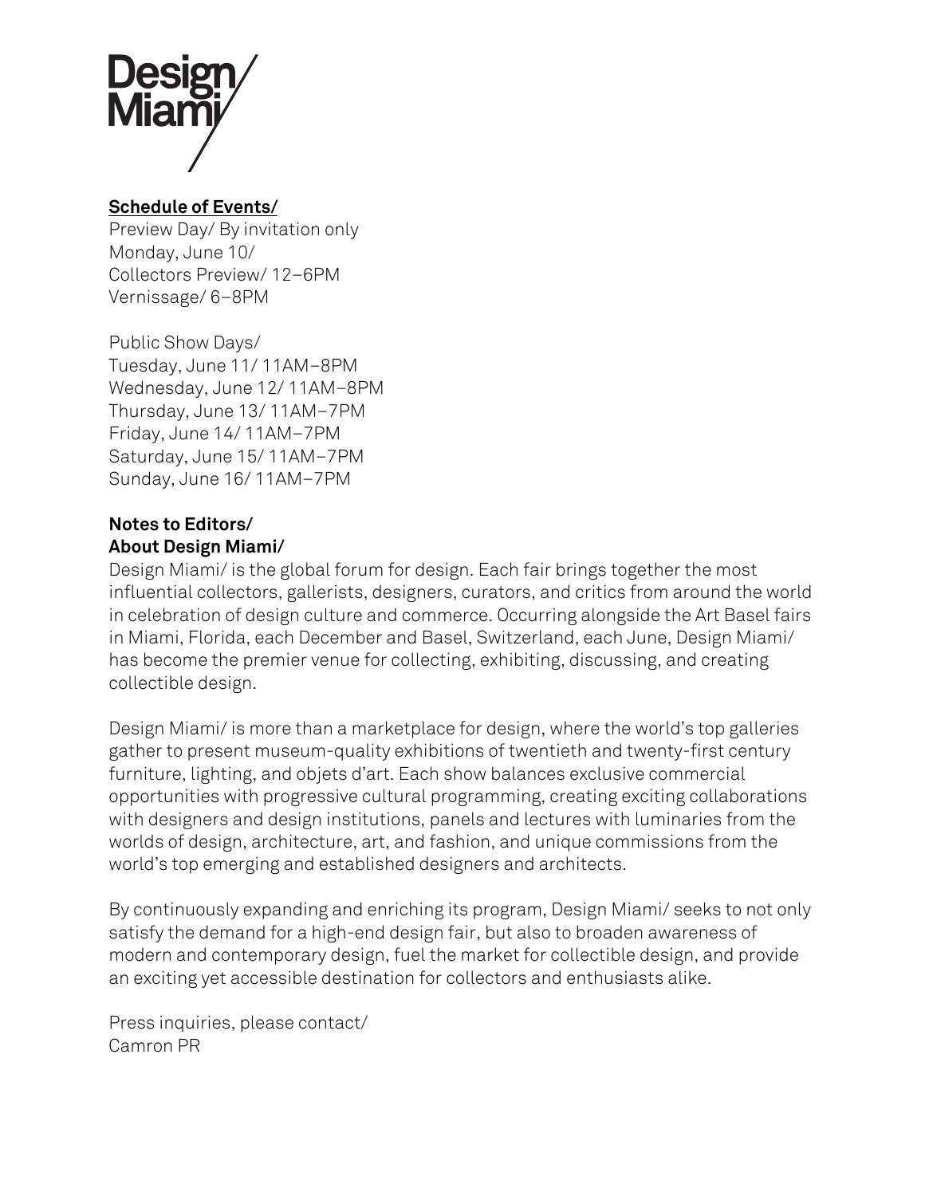Design Miami/

**Schedule of Events/**

Preview Day/ By invitation only
Monday, June 10/
Collectors Preview/ 12–6PM
Vernissage/ 6–8PM

Public Show Days/
Tuesday, June 11/ 11AM–8PM
Wednesday, June 12/ 11AM–8PM
Thursday, June 13/ 11AM–7PM
Friday, June 14/ 11AM–7PM
Saturday, June 15/ 11AM–7PM
Sunday, June 16/ 11AM–7PM

**Notes to Editors/**
**About Design Miami/**

Design Miami/ is the global forum for design. Each fair brings together the most influential collectors, gallerists, designers, curators, and critics from around the world in celebration of design culture and commerce. Occurring alongside the Art Basel fairs in Miami, Florida, each December and Basel, Switzerland, each June, Design Miami/ has become the premier venue for collecting, exhibiting, discussing, and creating collectible design.

Design Miami/ is more than a marketplace for design, where the world's top galleries gather to present museum-quality exhibitions of twentieth and twenty-first century furniture, lighting, and objets d'art. Each show balances exclusive commercial opportunities with progressive cultural programming, creating exciting collaborations with designers and design institutions, panels and lectures with luminaries from the worlds of design, architecture, art, and fashion, and unique commissions from the world's top emerging and established designers and architects.

By continuously expanding and enriching its program, Design Miami/ seeks to not only satisfy the demand for a high-end design fair, but also to broaden awareness of modern and contemporary design, fuel the market for collectible design, and provide an exciting yet accessible destination for collectors and enthusiasts alike.

Press inquiries, please contact/
Camron PR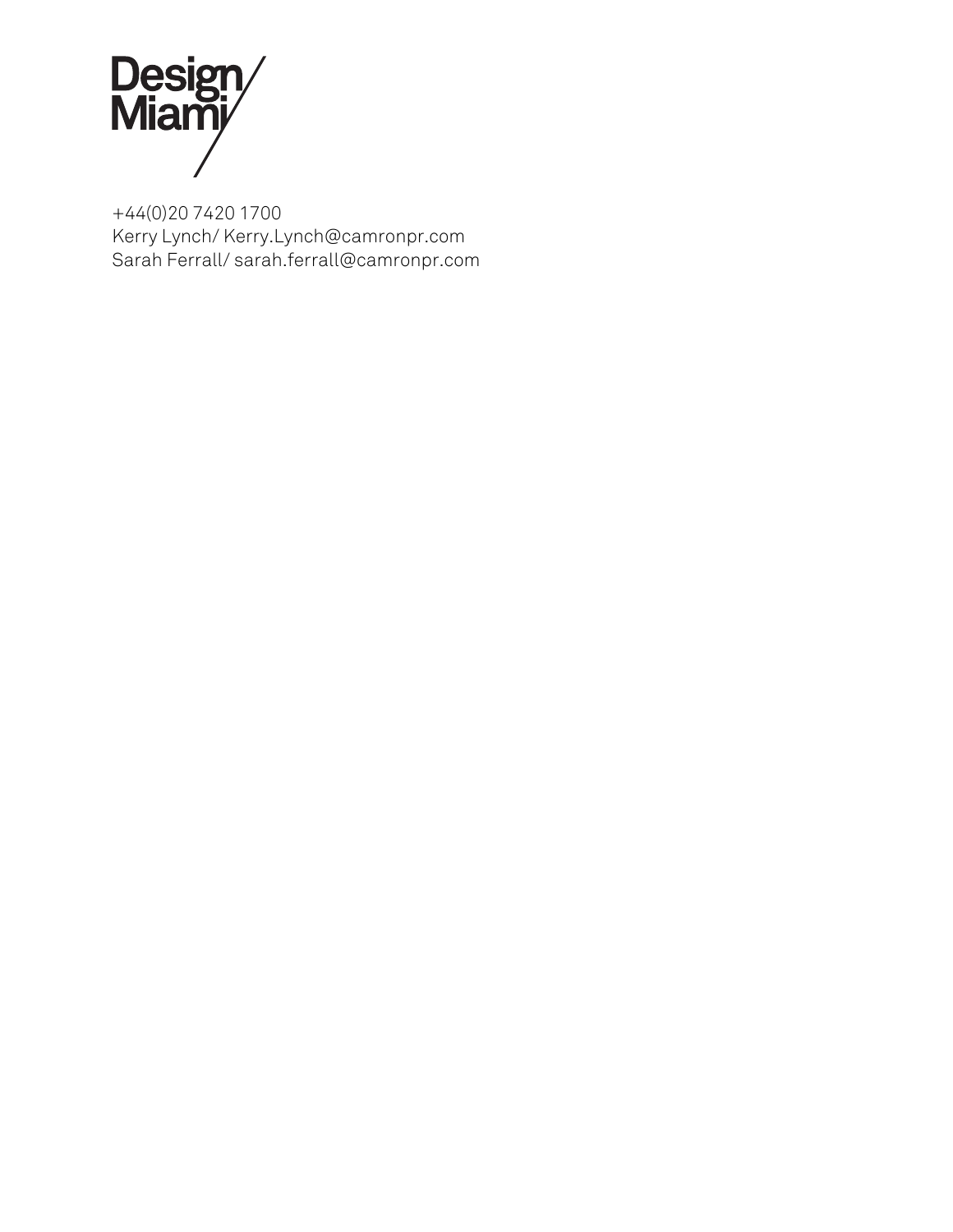Design
Miami/

+44(0)20 7420 1700
Kerry Lynch/ Kerry.Lynch@camronpr.com
Sarah Ferrall/ sarah.ferrall@camronpr.com